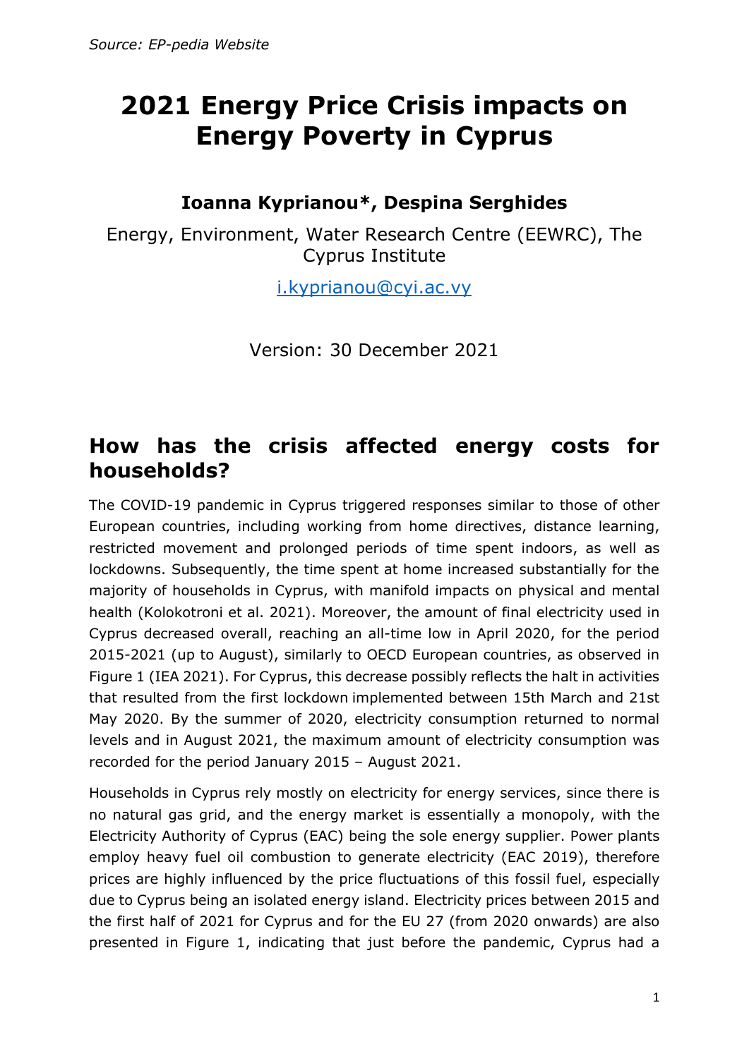*Source: EP-pedia Website*

# 2021 Energy Price Crisis impacts on Energy Poverty in Cyprus

**Ioanna Kyprianou*, Despina Serghides**

Energy, Environment, Water Research Centre (EEWRC), The Cyprus Institute

i.kyprianou@cyi.ac.vy

Version: 30 December 2021

## How has the crisis affected energy costs for households?

The COVID-19 pandemic in Cyprus triggered responses similar to those of other European countries, including working from home directives, distance learning, restricted movement and prolonged periods of time spent indoors, as well as lockdowns. Subsequently, the time spent at home increased substantially for the majority of households in Cyprus, with manifold impacts on physical and mental health (Kolokotroni et al. 2021). Moreover, the amount of final electricity used in Cyprus decreased overall, reaching an all-time low in April 2020, for the period 2015-2021 (up to August), similarly to OECD European countries, as observed in Figure 1 (IEA 2021). For Cyprus, this decrease possibly reflects the halt in activities that resulted from the first lockdown implemented between 15th March and 21st May 2020. By the summer of 2020, electricity consumption returned to normal levels and in August 2021, the maximum amount of electricity consumption was recorded for the period January 2015 – August 2021.

Households in Cyprus rely mostly on electricity for energy services, since there is no natural gas grid, and the energy market is essentially a monopoly, with the Electricity Authority of Cyprus (EAC) being the sole energy supplier. Power plants employ heavy fuel oil combustion to generate electricity (EAC 2019), therefore prices are highly influenced by the price fluctuations of this fossil fuel, especially due to Cyprus being an isolated energy island. Electricity prices between 2015 and the first half of 2021 for Cyprus and for the EU 27 (from 2020 onwards) are also presented in Figure 1, indicating that just before the pandemic, Cyprus had a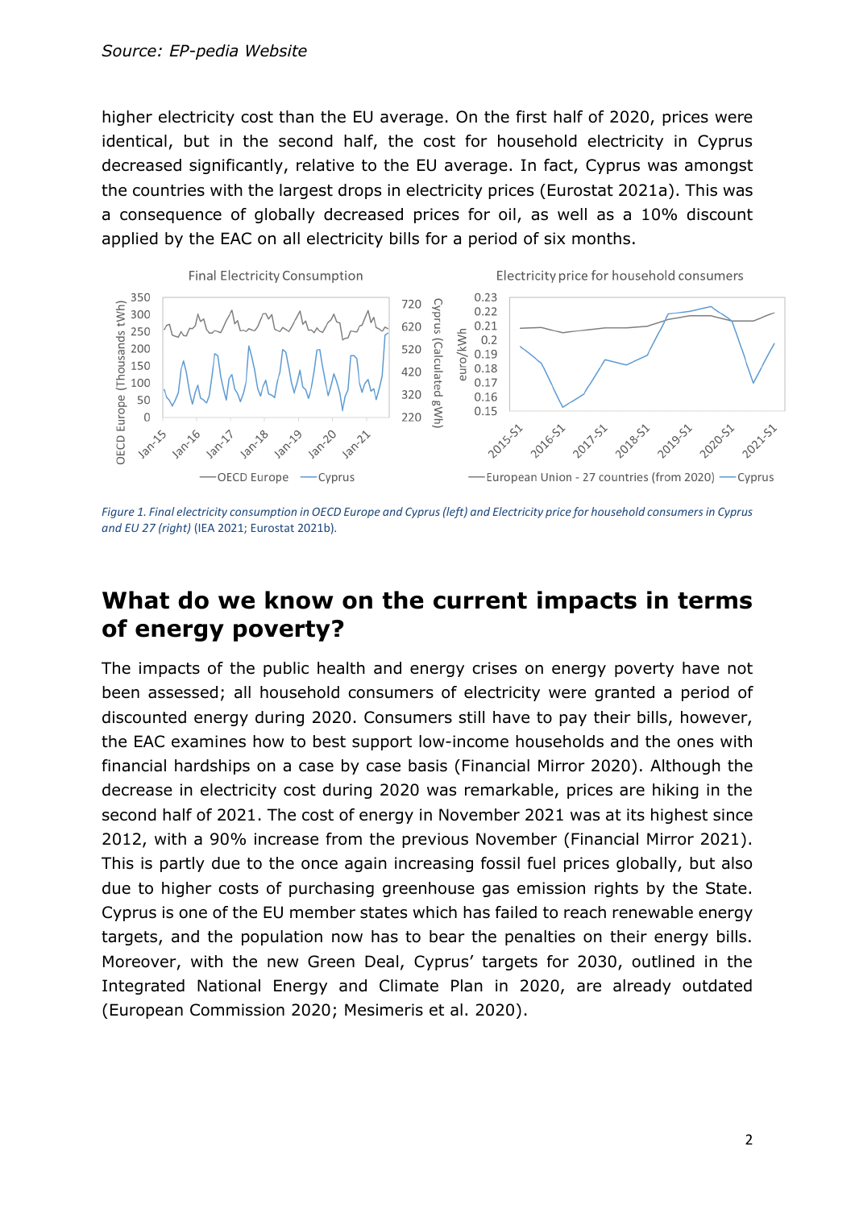*Source: EP-pedia Website*

higher electricity cost than the EU average. On the first half of 2020, prices were identical, but in the second half, the cost for household electricity in Cyprus decreased significantly, relative to the EU average. In fact, Cyprus was amongst the countries with the largest drops in electricity prices (Eurostat 2021a). This was a consequence of globally decreased prices for oil, as well as a 10% discount applied by the EAC on all electricity bills for a period of six months.

*Figure 1. Final electricity consumption in OECD Europe and Cyprus (left) and Electricity price for household consumers in Cyprus and EU 27 (right)* (IEA 2021; Eurostat 2021b).

## What do we know on the current impacts in terms of energy poverty?

The impacts of the public health and energy crises on energy poverty have not been assessed; all household consumers of electricity were granted a period of discounted energy during 2020. Consumers still have to pay their bills, however, the EAC examines how to best support low-income households and the ones with financial hardships on a case by case basis (Financial Mirror 2020). Although the decrease in electricity cost during 2020 was remarkable, prices are hiking in the second half of 2021. The cost of energy in November 2021 was at its highest since 2012, with a 90% increase from the previous November (Financial Mirror 2021). This is partly due to the once again increasing fossil fuel prices globally, but also due to higher costs of purchasing greenhouse gas emission rights by the State. Cyprus is one of the EU member states which has failed to reach renewable energy targets, and the population now has to bear the penalties on their energy bills. Moreover, with the new Green Deal, Cyprus' targets for 2030, outlined in the Integrated National Energy and Climate Plan in 2020, are already outdated (European Commission 2020; Mesimeris et al. 2020).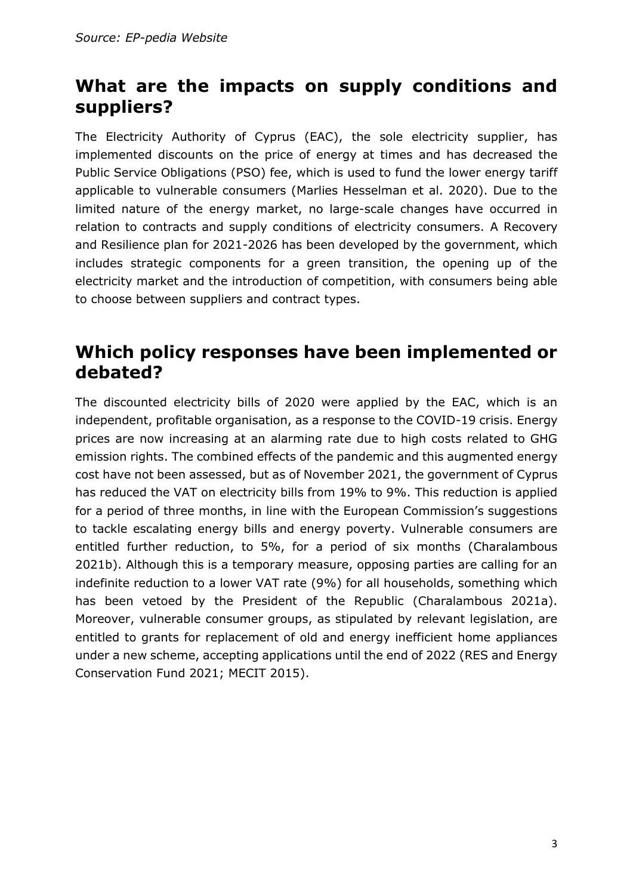*Source: EP-pedia Website*

## What are the impacts on supply conditions and suppliers?

The Electricity Authority of Cyprus (EAC), the sole electricity supplier, has implemented discounts on the price of energy at times and has decreased the Public Service Obligations (PSO) fee, which is used to fund the lower energy tariff applicable to vulnerable consumers (Marlies Hesselman et al. 2020). Due to the limited nature of the energy market, no large-scale changes have occurred in relation to contracts and supply conditions of electricity consumers. A Recovery and Resilience plan for 2021-2026 has been developed by the government, which includes strategic components for a green transition, the opening up of the electricity market and the introduction of competition, with consumers being able to choose between suppliers and contract types.

## Which policy responses have been implemented or debated?

The discounted electricity bills of 2020 were applied by the EAC, which is an independent, profitable organisation, as a response to the COVID-19 crisis. Energy prices are now increasing at an alarming rate due to high costs related to GHG emission rights. The combined effects of the pandemic and this augmented energy cost have not been assessed, but as of November 2021, the government of Cyprus has reduced the VAT on electricity bills from 19% to 9%. This reduction is applied for a period of three months, in line with the European Commission's suggestions to tackle escalating energy bills and energy poverty. Vulnerable consumers are entitled further reduction, to 5%, for a period of six months (Charalambous 2021b). Although this is a temporary measure, opposing parties are calling for an indefinite reduction to a lower VAT rate (9%) for all households, something which has been vetoed by the President of the Republic (Charalambous 2021a). Moreover, vulnerable consumer groups, as stipulated by relevant legislation, are entitled to grants for replacement of old and energy inefficient home appliances under a new scheme, accepting applications until the end of 2022 (RES and Energy Conservation Fund 2021; MECIT 2015).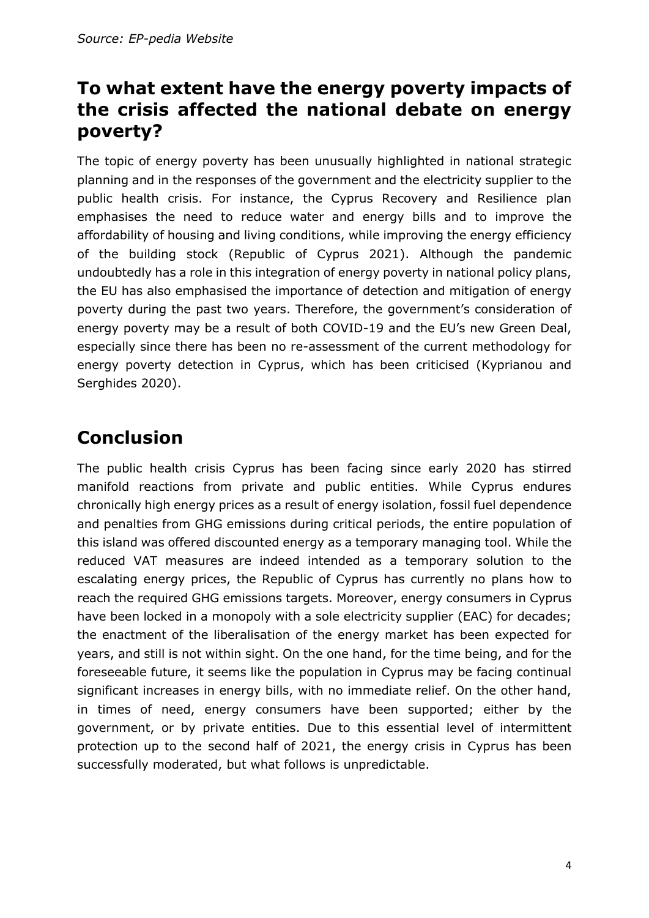*Source: EP-pedia Website*

## To what extent have the energy poverty impacts of the crisis affected the national debate on energy poverty?

The topic of energy poverty has been unusually highlighted in national strategic planning and in the responses of the government and the electricity supplier to the public health crisis. For instance, the Cyprus Recovery and Resilience plan emphasises the need to reduce water and energy bills and to improve the affordability of housing and living conditions, while improving the energy efficiency of the building stock (Republic of Cyprus 2021). Although the pandemic undoubtedly has a role in this integration of energy poverty in national policy plans, the EU has also emphasised the importance of detection and mitigation of energy poverty during the past two years. Therefore, the government's consideration of energy poverty may be a result of both COVID-19 and the EU's new Green Deal, especially since there has been no re-assessment of the current methodology for energy poverty detection in Cyprus, which has been criticised (Kyprianou and Serghides 2020).

## Conclusion

The public health crisis Cyprus has been facing since early 2020 has stirred manifold reactions from private and public entities. While Cyprus endures chronically high energy prices as a result of energy isolation, fossil fuel dependence and penalties from GHG emissions during critical periods, the entire population of this island was offered discounted energy as a temporary managing tool. While the reduced VAT measures are indeed intended as a temporary solution to the escalating energy prices, the Republic of Cyprus has currently no plans how to reach the required GHG emissions targets. Moreover, energy consumers in Cyprus have been locked in a monopoly with a sole electricity supplier (EAC) for decades; the enactment of the liberalisation of the energy market has been expected for years, and still is not within sight. On the one hand, for the time being, and for the foreseeable future, it seems like the population in Cyprus may be facing continual significant increases in energy bills, with no immediate relief. On the other hand, in times of need, energy consumers have been supported; either by the government, or by private entities. Due to this essential level of intermittent protection up to the second half of 2021, the energy crisis in Cyprus has been successfully moderated, but what follows is unpredictable.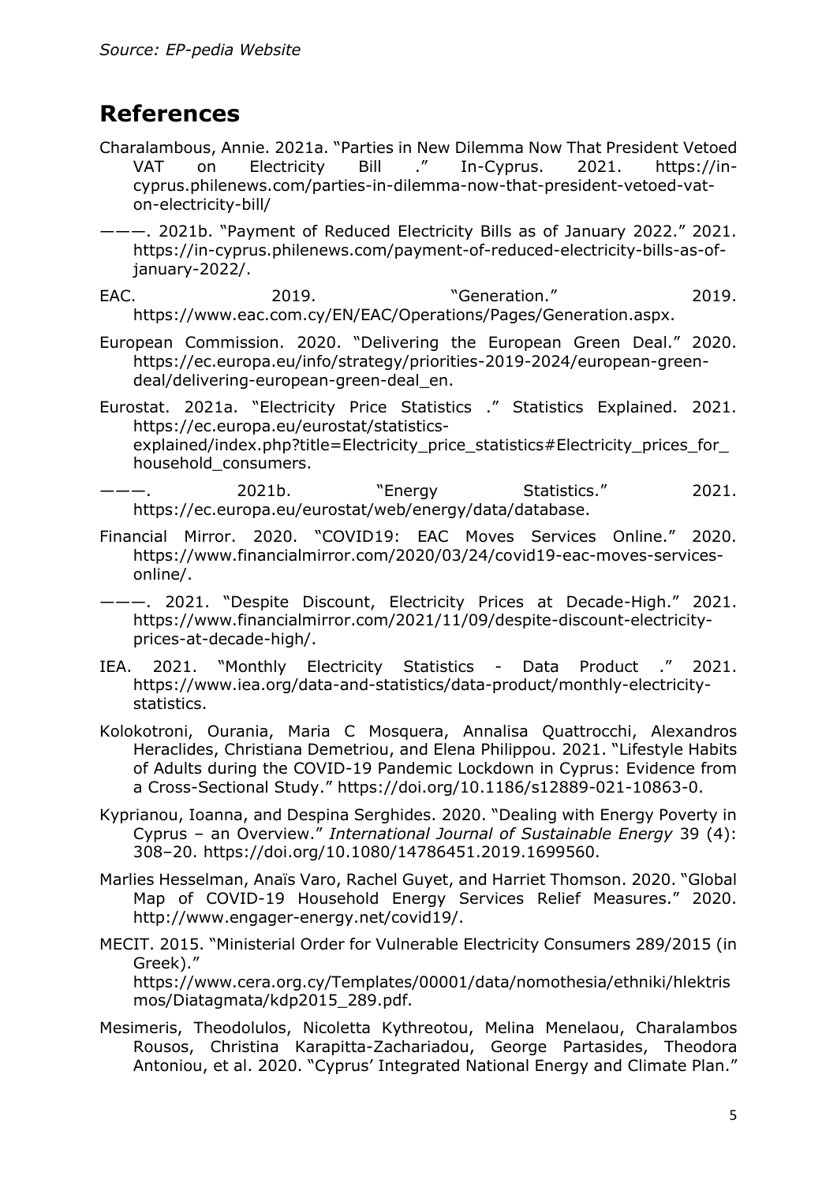*Source: EP-pedia Website*

## References

Charalambous, Annie. 2021a. "Parties in New Dilemma Now That President Vetoed VAT on Electricity Bill ." In-Cyprus. 2021. https://in-cyprus.philenews.com/parties-in-dilemma-now-that-president-vetoed-vat-on-electricity-bill/

———. 2021b. "Payment of Reduced Electricity Bills as of January 2022." 2021. https://in-cyprus.philenews.com/payment-of-reduced-electricity-bills-as-of-january-2022/.

EAC. 2019. "Generation." 2019. https://www.eac.com.cy/EN/EAC/Operations/Pages/Generation.aspx.

European Commission. 2020. "Delivering the European Green Deal." 2020. https://ec.europa.eu/info/strategy/priorities-2019-2024/european-green-deal/delivering-european-green-deal_en.

Eurostat. 2021a. "Electricity Price Statistics ." Statistics Explained. 2021. https://ec.europa.eu/eurostat/statistics-explained/index.php?title=Electricity_price_statistics#Electricity_prices_for_household_consumers.

———. 2021b. "Energy Statistics." 2021. https://ec.europa.eu/eurostat/web/energy/data/database.

Financial Mirror. 2020. "COVID19: EAC Moves Services Online." 2020. https://www.financialmirror.com/2020/03/24/covid19-eac-moves-services-online/.

———. 2021. "Despite Discount, Electricity Prices at Decade-High." 2021. https://www.financialmirror.com/2021/11/09/despite-discount-electricity-prices-at-decade-high/.

IEA. 2021. "Monthly Electricity Statistics - Data Product ." 2021. https://www.iea.org/data-and-statistics/data-product/monthly-electricity-statistics.

Kolokotroni, Ourania, Maria C Mosquera, Annalisa Quattrocchi, Alexandros Heraclides, Christiana Demetriou, and Elena Philippou. 2021. "Lifestyle Habits of Adults during the COVID-19 Pandemic Lockdown in Cyprus: Evidence from a Cross-Sectional Study." https://doi.org/10.1186/s12889-021-10863-0.

Kyprianou, Ioanna, and Despina Serghides. 2020. "Dealing with Energy Poverty in Cyprus – an Overview." *International Journal of Sustainable Energy* 39 (4): 308–20. https://doi.org/10.1080/14786451.2019.1699560.

Marlies Hesselman, Anaïs Varo, Rachel Guyet, and Harriet Thomson. 2020. "Global Map of COVID-19 Household Energy Services Relief Measures." 2020. http://www.engager-energy.net/covid19/.

MECIT. 2015. "Ministerial Order for Vulnerable Electricity Consumers 289/2015 (in Greek)." https://www.cera.org.cy/Templates/00001/data/nomothesia/ethniki/hlektrismos/Diatagmata/kdp2015_289.pdf.

Mesimeris, Theodolulos, Nicoletta Kythreotou, Melina Menelaou, Charalambos Rousos, Christina Karapitta-Zachariadou, George Partasides, Theodora Antoniou, et al. 2020. "Cyprus' Integrated National Energy and Climate Plan."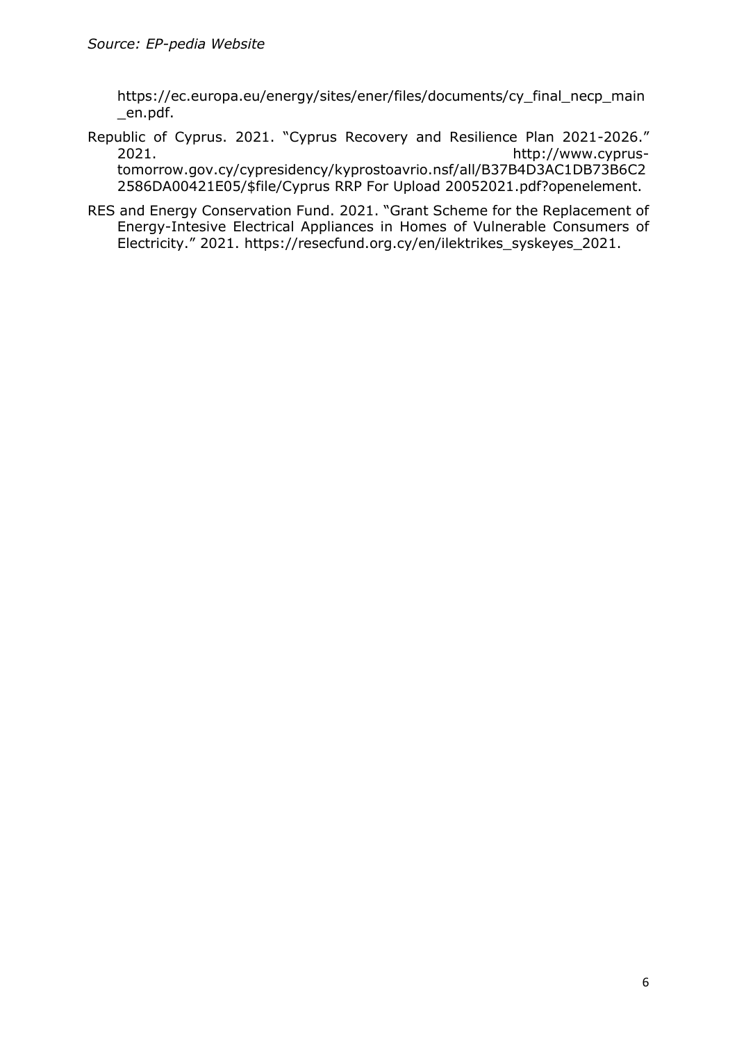*Source: EP-pedia Website*

https://ec.europa.eu/energy/sites/ener/files/documents/cy_final_necp_main_en.pdf.

Republic of Cyprus. 2021. "Cyprus Recovery and Resilience Plan 2021-2026." 2021. http://www.cyprus-tomorrow.gov.cy/cypresidency/kyprostoavrio.nsf/all/B37B4D3AC1DB73B6C22586DA00421E05/$file/Cyprus RRP For Upload 20052021.pdf?openelement.

RES and Energy Conservation Fund. 2021. "Grant Scheme for the Replacement of Energy-Intesive Electrical Appliances in Homes of Vulnerable Consumers of Electricity." 2021. https://resecfund.org.cy/en/ilektrikes_syskeyes_2021.